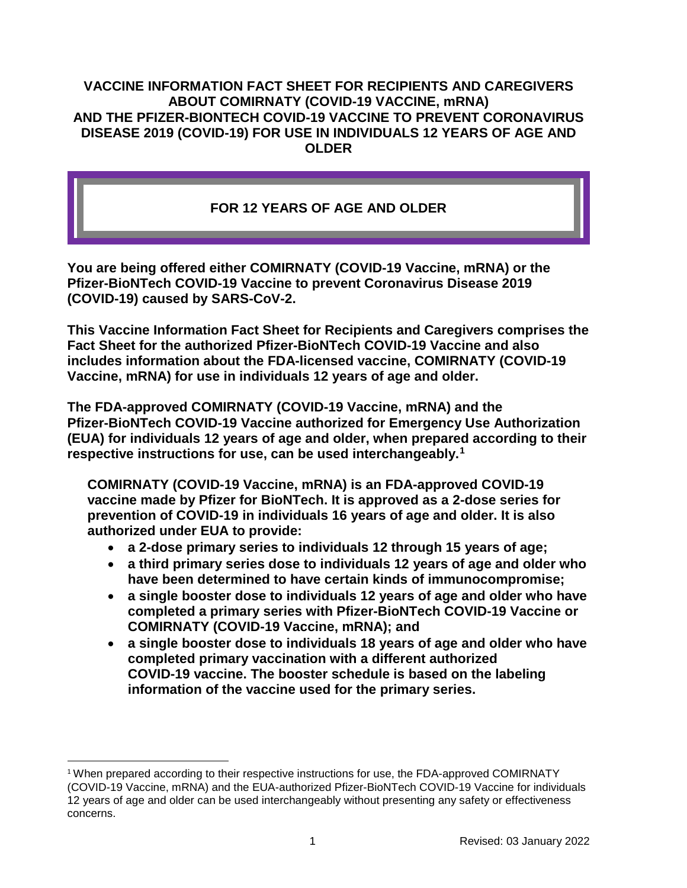# VACCINE INFORMATION FACT SHEET FOR RECIPIENTS AND CAREGIVERS ABOUT COMIRNATY (COVID-19 VACCINE, mRNA) AND THE PFIZER-BIONTECH COVID-19 VACCINE TO PREVENT CORONAVIRUS DISEASE 2019 (COVID-19) FOR USE IN INDIVIDUALS 12 YEARS OF AGE AND OLDER

## FOR 12 YEARS OF AGE AND OLDER

**You are being offered either COMIRNATY (COVID-19 Vaccine, mRNA) or the Pfizer-BioNTech COVID-19 Vaccine to prevent Coronavirus Disease 2019 (COVID-19) caused by SARS-CoV-2.**

**This Vaccine Information Fact Sheet for Recipients and Caregivers comprises the Fact Sheet for the authorized Pfizer-BioNTech COVID-19 Vaccine and also includes information about the FDA-licensed vaccine, COMIRNATY (COVID-19 Vaccine, mRNA) for use in individuals 12 years of age and older.**

**The FDA-approved COMIRNATY (COVID-19 Vaccine, mRNA) and the Pfizer-BioNTech COVID-19 Vaccine authorized for Emergency Use Authorization (EUA) for individuals 12 years of age and older, when prepared according to their respective instructions for use, can be used interchangeably.[1]**

**COMIRNATY (COVID-19 Vaccine, mRNA) is an FDA-approved COVID-19 vaccine made by Pfizer for BioNTech. It is approved as a 2-dose series for prevention of COVID-19 in individuals 16 years of age and older. It is also authorized under EUA to provide:**

- **a 2-dose primary series to individuals 12 through 15 years of age;**
- **a third primary series dose to individuals 12 years of age and older who have been determined to have certain kinds of immunocompromise;**
- **a single booster dose to individuals 12 years of age and older who have completed a primary series with Pfizer-BioNTech COVID-19 Vaccine or COMIRNATY (COVID-19 Vaccine, mRNA); and**
- **a single booster dose to individuals 18 years of age and older who have completed primary vaccination with a different authorized COVID-19 vaccine. The booster schedule is based on the labeling information of the vaccine used for the primary series.**

[1] When prepared according to their respective instructions for use, the FDA-approved COMIRNATY (COVID-19 Vaccine, mRNA) and the EUA-authorized Pfizer-BioNTech COVID-19 Vaccine for individuals 12 years of age and older can be used interchangeably without presenting any safety or effectiveness concerns.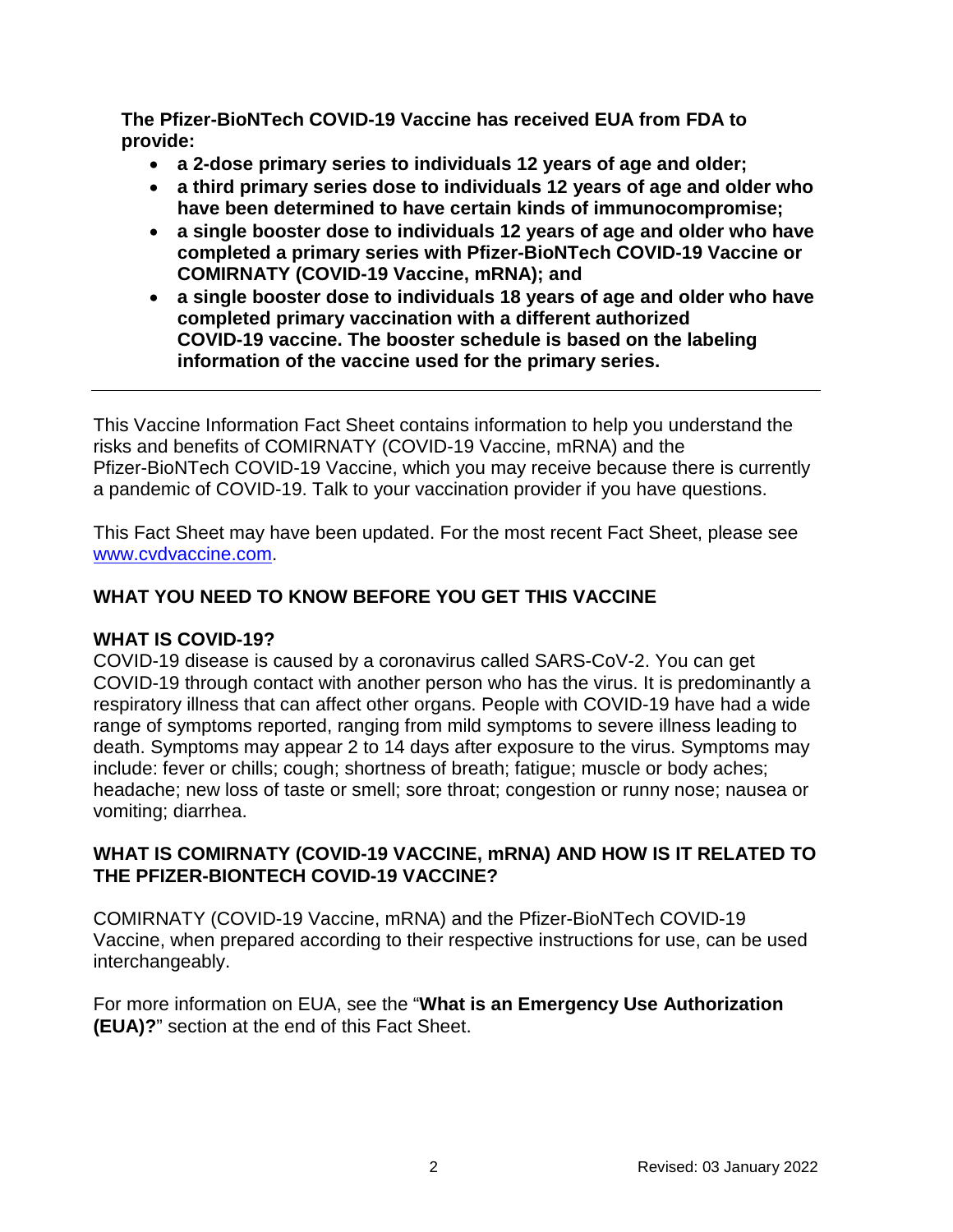**The Pfizer-BioNTech COVID-19 Vaccine has received EUA from FDA to provide:**

- **a 2-dose primary series to individuals 12 years of age and older;**
- **a third primary series dose to individuals 12 years of age and older who have been determined to have certain kinds of immunocompromise;**
- **a single booster dose to individuals 12 years of age and older who have completed a primary series with Pfizer-BioNTech COVID-19 Vaccine or COMIRNATY (COVID-19 Vaccine, mRNA); and**
- **a single booster dose to individuals 18 years of age and older who have completed primary vaccination with a different authorized COVID-19 vaccine. The booster schedule is based on the labeling information of the vaccine used for the primary series.**

---

This Vaccine Information Fact Sheet contains information to help you understand the risks and benefits of COMIRNATY (COVID-19 Vaccine, mRNA) and the Pfizer-BioNTech COVID-19 Vaccine, which you may receive because there is currently a pandemic of COVID-19. Talk to your vaccination provider if you have questions.

This Fact Sheet may have been updated. For the most recent Fact Sheet, please see www.cvdvaccine.com.

## WHAT YOU NEED TO KNOW BEFORE YOU GET THIS VACCINE

### WHAT IS COVID-19?

COVID-19 disease is caused by a coronavirus called SARS-CoV-2. You can get COVID-19 through contact with another person who has the virus. It is predominantly a respiratory illness that can affect other organs. People with COVID-19 have had a wide range of symptoms reported, ranging from mild symptoms to severe illness leading to death. Symptoms may appear 2 to 14 days after exposure to the virus. Symptoms may include: fever or chills; cough; shortness of breath; fatigue; muscle or body aches; headache; new loss of taste or smell; sore throat; congestion or runny nose; nausea or vomiting; diarrhea.

### WHAT IS COMIRNATY (COVID-19 VACCINE, mRNA) AND HOW IS IT RELATED TO THE PFIZER-BIONTECH COVID-19 VACCINE?

COMIRNATY (COVID-19 Vaccine, mRNA) and the Pfizer-BioNTech COVID-19 Vaccine, when prepared according to their respective instructions for use, can be used interchangeably.

For more information on EUA, see the "**What is an Emergency Use Authorization (EUA)?**" section at the end of this Fact Sheet.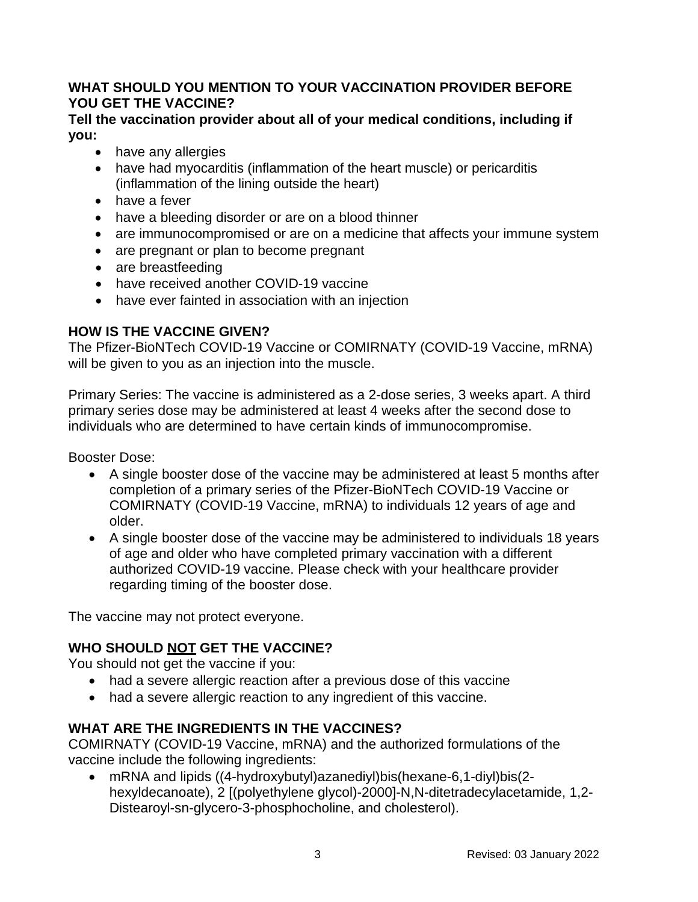## WHAT SHOULD YOU MENTION TO YOUR VACCINATION PROVIDER BEFORE YOU GET THE VACCINE?

**Tell the vaccination provider about all of your medical conditions, including if you:**

- have any allergies
- have had myocarditis (inflammation of the heart muscle) or pericarditis (inflammation of the lining outside the heart)
- have a fever
- have a bleeding disorder or are on a blood thinner
- are immunocompromised or are on a medicine that affects your immune system
- are pregnant or plan to become pregnant
- are breastfeeding
- have received another COVID-19 vaccine
- have ever fainted in association with an injection

## HOW IS THE VACCINE GIVEN?

The Pfizer-BioNTech COVID-19 Vaccine or COMIRNATY (COVID-19 Vaccine, mRNA) will be given to you as an injection into the muscle.

Primary Series: The vaccine is administered as a 2-dose series, 3 weeks apart. A third primary series dose may be administered at least 4 weeks after the second dose to individuals who are determined to have certain kinds of immunocompromise.

Booster Dose:

- A single booster dose of the vaccine may be administered at least 5 months after completion of a primary series of the Pfizer-BioNTech COVID-19 Vaccine or COMIRNATY (COVID-19 Vaccine, mRNA) to individuals 12 years of age and older.
- A single booster dose of the vaccine may be administered to individuals 18 years of age and older who have completed primary vaccination with a different authorized COVID-19 vaccine. Please check with your healthcare provider regarding timing of the booster dose.

The vaccine may not protect everyone.

## WHO SHOULD NOT GET THE VACCINE?

You should not get the vaccine if you:

- had a severe allergic reaction after a previous dose of this vaccine
- had a severe allergic reaction to any ingredient of this vaccine.

## WHAT ARE THE INGREDIENTS IN THE VACCINES?

COMIRNATY (COVID-19 Vaccine, mRNA) and the authorized formulations of the vaccine include the following ingredients:

- mRNA and lipids ((4-hydroxybutyl)azanediyl)bis(hexane-6,1-diyl)bis(2-hexyldecanoate), 2 [(polyethylene glycol)-2000]-N,N-ditetradecylacetamide, 1,2-Distearoyl-sn-glycero-3-phosphocholine, and cholesterol).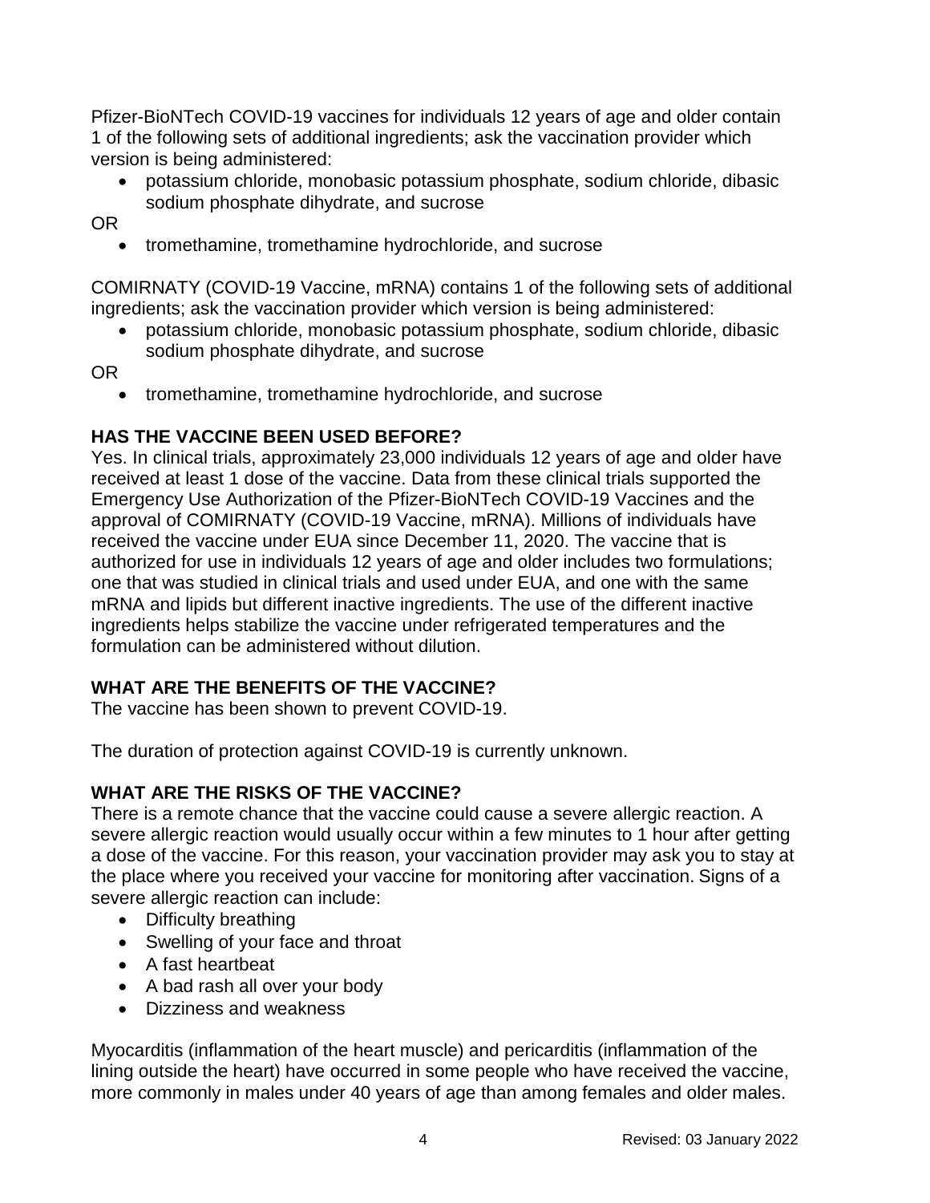Pfizer-BioNTech COVID-19 vaccines for individuals 12 years of age and older contain 1 of the following sets of additional ingredients; ask the vaccination provider which version is being administered:

- potassium chloride, monobasic potassium phosphate, sodium chloride, dibasic sodium phosphate dihydrate, and sucrose

OR

- tromethamine, tromethamine hydrochloride, and sucrose

COMIRNATY (COVID-19 Vaccine, mRNA) contains 1 of the following sets of additional ingredients; ask the vaccination provider which version is being administered:

- potassium chloride, monobasic potassium phosphate, sodium chloride, dibasic sodium phosphate dihydrate, and sucrose

OR

- tromethamine, tromethamine hydrochloride, and sucrose

## HAS THE VACCINE BEEN USED BEFORE?

Yes. In clinical trials, approximately 23,000 individuals 12 years of age and older have received at least 1 dose of the vaccine. Data from these clinical trials supported the Emergency Use Authorization of the Pfizer-BioNTech COVID-19 Vaccines and the approval of COMIRNATY (COVID-19 Vaccine, mRNA). Millions of individuals have received the vaccine under EUA since December 11, 2020. The vaccine that is authorized for use in individuals 12 years of age and older includes two formulations; one that was studied in clinical trials and used under EUA, and one with the same mRNA and lipids but different inactive ingredients. The use of the different inactive ingredients helps stabilize the vaccine under refrigerated temperatures and the formulation can be administered without dilution.

## WHAT ARE THE BENEFITS OF THE VACCINE?

The vaccine has been shown to prevent COVID-19.

The duration of protection against COVID-19 is currently unknown.

## WHAT ARE THE RISKS OF THE VACCINE?

There is a remote chance that the vaccine could cause a severe allergic reaction. A severe allergic reaction would usually occur within a few minutes to 1 hour after getting a dose of the vaccine. For this reason, your vaccination provider may ask you to stay at the place where you received your vaccine for monitoring after vaccination. Signs of a severe allergic reaction can include:

- Difficulty breathing
- Swelling of your face and throat
- A fast heartbeat
- A bad rash all over your body
- Dizziness and weakness

Myocarditis (inflammation of the heart muscle) and pericarditis (inflammation of the lining outside the heart) have occurred in some people who have received the vaccine, more commonly in males under 40 years of age than among females and older males.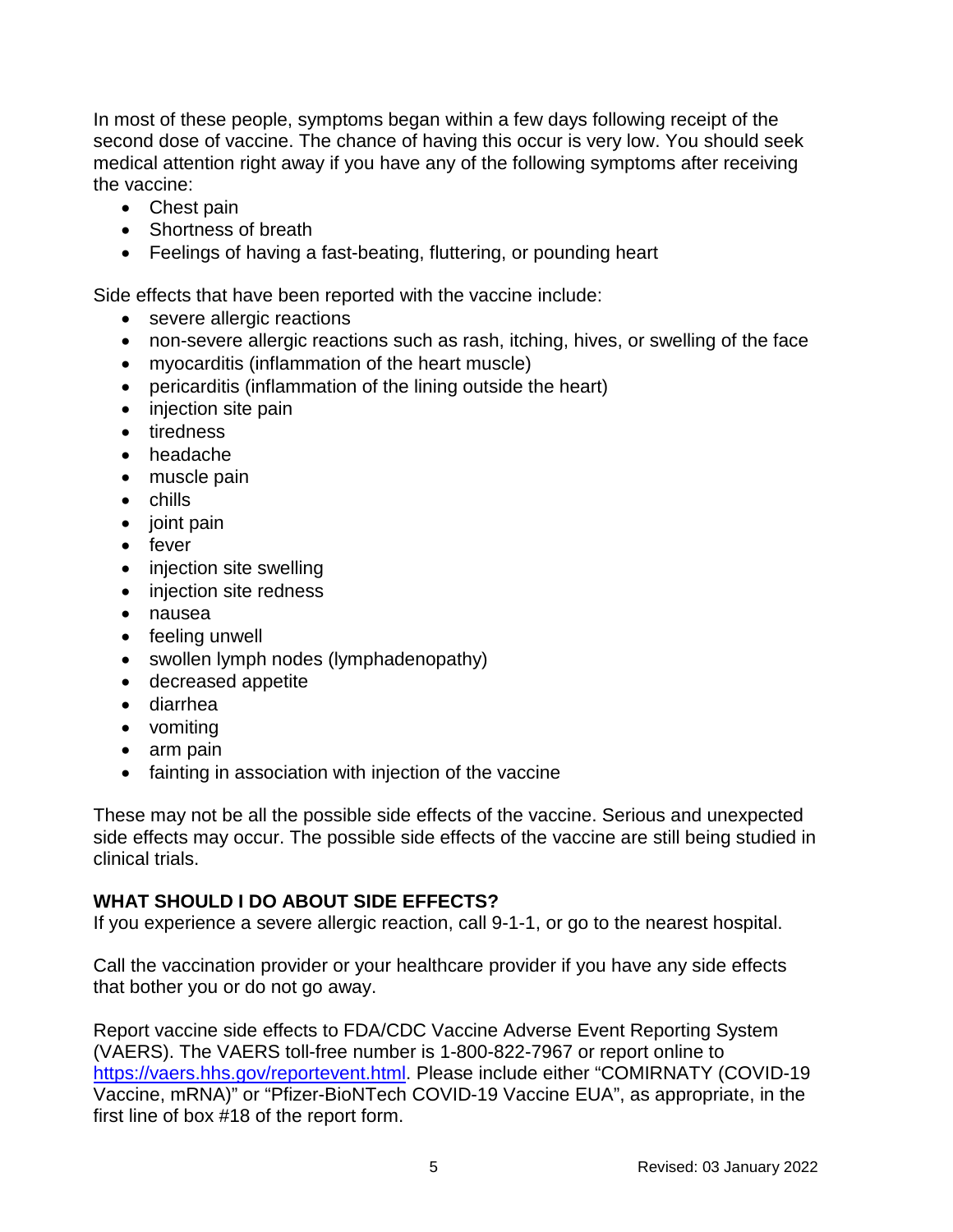In most of these people, symptoms began within a few days following receipt of the second dose of vaccine. The chance of having this occur is very low. You should seek medical attention right away if you have any of the following symptoms after receiving the vaccine:

- Chest pain
- Shortness of breath
- Feelings of having a fast-beating, fluttering, or pounding heart

Side effects that have been reported with the vaccine include:

- severe allergic reactions
- non-severe allergic reactions such as rash, itching, hives, or swelling of the face
- myocarditis (inflammation of the heart muscle)
- pericarditis (inflammation of the lining outside the heart)
- injection site pain
- tiredness
- headache
- muscle pain
- chills
- joint pain
- fever
- injection site swelling
- injection site redness
- nausea
- feeling unwell
- swollen lymph nodes (lymphadenopathy)
- decreased appetite
- diarrhea
- vomiting
- arm pain
- fainting in association with injection of the vaccine

These may not be all the possible side effects of the vaccine. Serious and unexpected side effects may occur. The possible side effects of the vaccine are still being studied in clinical trials.

**WHAT SHOULD I DO ABOUT SIDE EFFECTS?**

If you experience a severe allergic reaction, call 9-1-1, or go to the nearest hospital.

Call the vaccination provider or your healthcare provider if you have any side effects that bother you or do not go away.

Report vaccine side effects to FDA/CDC Vaccine Adverse Event Reporting System (VAERS). The VAERS toll-free number is 1-800-822-7967 or report online to https://vaers.hhs.gov/reportevent.html. Please include either "COMIRNATY (COVID-19 Vaccine, mRNA)" or "Pfizer-BioNTech COVID-19 Vaccine EUA", as appropriate, in the first line of box #18 of the report form.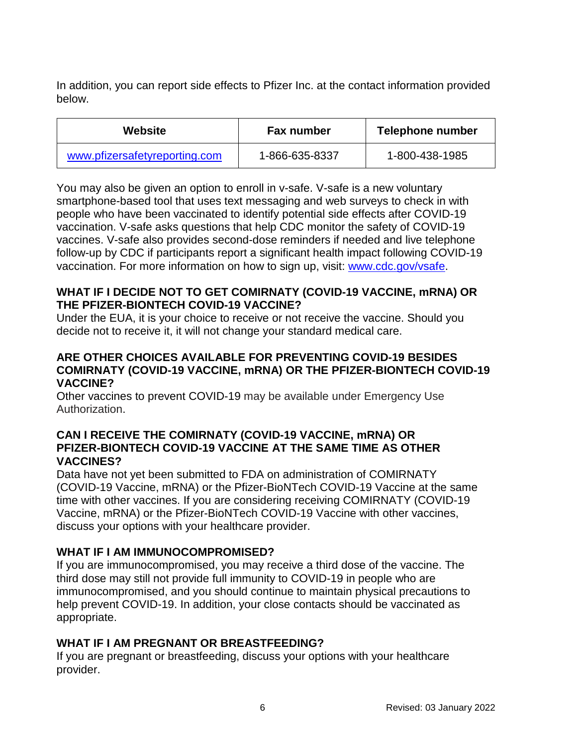In addition, you can report side effects to Pfizer Inc. at the contact information provided below.

| Website | Fax number | Telephone number |
| --- | --- | --- |
| www.pfizersafetyreporting.com | 1-866-635-8337 | 1-800-438-1985 |

You may also be given an option to enroll in v-safe. V-safe is a new voluntary smartphone-based tool that uses text messaging and web surveys to check in with people who have been vaccinated to identify potential side effects after COVID-19 vaccination. V-safe asks questions that help CDC monitor the safety of COVID-19 vaccines. V-safe also provides second-dose reminders if needed and live telephone follow-up by CDC if participants report a significant health impact following COVID-19 vaccination. For more information on how to sign up, visit: www.cdc.gov/vsafe.

**WHAT IF I DECIDE NOT TO GET COMIRNATY (COVID-19 VACCINE, mRNA) OR THE PFIZER-BIONTECH COVID-19 VACCINE?**

Under the EUA, it is your choice to receive or not receive the vaccine. Should you decide not to receive it, it will not change your standard medical care.

**ARE OTHER CHOICES AVAILABLE FOR PREVENTING COVID-19 BESIDES COMIRNATY (COVID-19 VACCINE, mRNA) OR THE PFIZER-BIONTECH COVID-19 VACCINE?**

Other vaccines to prevent COVID-19 may be available under Emergency Use Authorization.

**CAN I RECEIVE THE COMIRNATY (COVID-19 VACCINE, mRNA) OR PFIZER-BIONTECH COVID-19 VACCINE AT THE SAME TIME AS OTHER VACCINES?**

Data have not yet been submitted to FDA on administration of COMIRNATY (COVID-19 Vaccine, mRNA) or the Pfizer-BioNTech COVID-19 Vaccine at the same time with other vaccines. If you are considering receiving COMIRNATY (COVID-19 Vaccine, mRNA) or the Pfizer-BioNTech COVID-19 Vaccine with other vaccines, discuss your options with your healthcare provider.

**WHAT IF I AM IMMUNOCOMPROMISED?**

If you are immunocompromised, you may receive a third dose of the vaccine. The third dose may still not provide full immunity to COVID-19 in people who are immunocompromised, and you should continue to maintain physical precautions to help prevent COVID-19. In addition, your close contacts should be vaccinated as appropriate.

**WHAT IF I AM PREGNANT OR BREASTFEEDING?**

If you are pregnant or breastfeeding, discuss your options with your healthcare provider.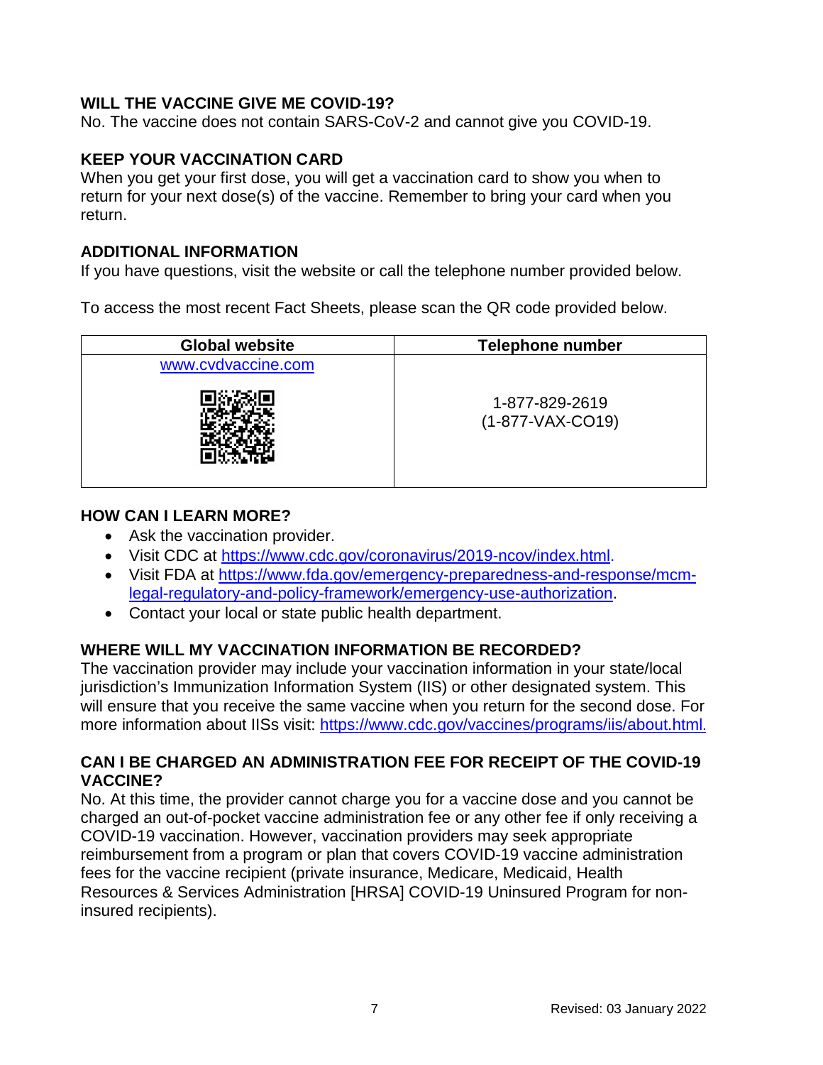## WILL THE VACCINE GIVE ME COVID-19?

No. The vaccine does not contain SARS-CoV-2 and cannot give you COVID-19.

## KEEP YOUR VACCINATION CARD

When you get your first dose, you will get a vaccination card to show you when to return for your next dose(s) of the vaccine. Remember to bring your card when you return.

## ADDITIONAL INFORMATION

If you have questions, visit the website or call the telephone number provided below.

To access the most recent Fact Sheets, please scan the QR code provided below.

| Global website | Telephone number |
| --- | --- |
| www.cvdvaccine.com | 1-877-829-2619 (1-877-VAX-CO19) |

## HOW CAN I LEARN MORE?

- Ask the vaccination provider.
- Visit CDC at https://www.cdc.gov/coronavirus/2019-ncov/index.html.
- Visit FDA at https://www.fda.gov/emergency-preparedness-and-response/mcm-legal-regulatory-and-policy-framework/emergency-use-authorization.
- Contact your local or state public health department.

## WHERE WILL MY VACCINATION INFORMATION BE RECORDED?

The vaccination provider may include your vaccination information in your state/local jurisdiction's Immunization Information System (IIS) or other designated system. This will ensure that you receive the same vaccine when you return for the second dose. For more information about IISs visit: https://www.cdc.gov/vaccines/programs/iis/about.html.

## CAN I BE CHARGED AN ADMINISTRATION FEE FOR RECEIPT OF THE COVID-19 VACCINE?

No. At this time, the provider cannot charge you for a vaccine dose and you cannot be charged an out-of-pocket vaccine administration fee or any other fee if only receiving a COVID-19 vaccination. However, vaccination providers may seek appropriate reimbursement from a program or plan that covers COVID-19 vaccine administration fees for the vaccine recipient (private insurance, Medicare, Medicaid, Health Resources & Services Administration [HRSA] COVID-19 Uninsured Program for non-insured recipients).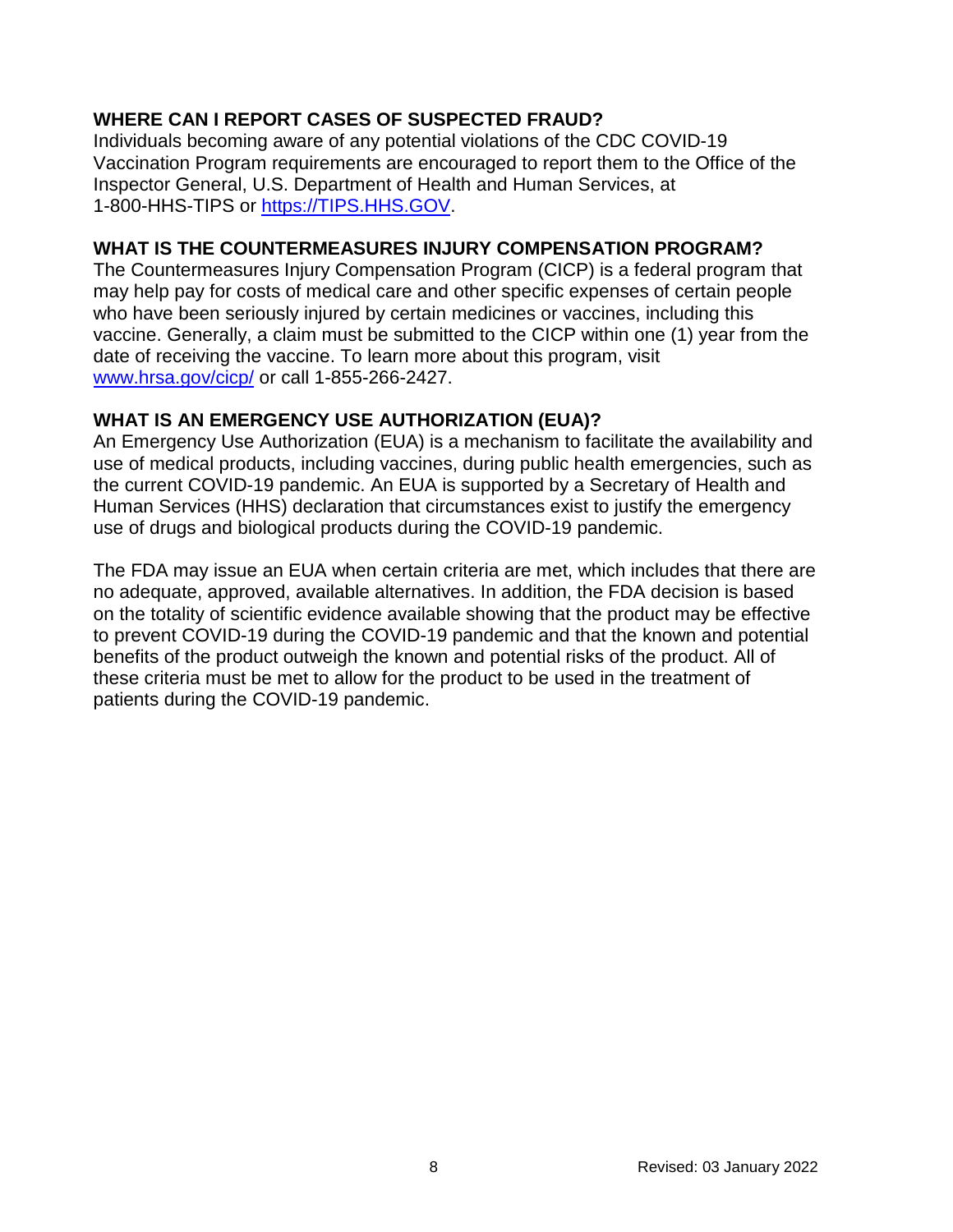**WHERE CAN I REPORT CASES OF SUSPECTED FRAUD?**

Individuals becoming aware of any potential violations of the CDC COVID-19 Vaccination Program requirements are encouraged to report them to the Office of the Inspector General, U.S. Department of Health and Human Services, at 1-800-HHS-TIPS or https://TIPS.HHS.GOV.

**WHAT IS THE COUNTERMEASURES INJURY COMPENSATION PROGRAM?**

The Countermeasures Injury Compensation Program (CICP) is a federal program that may help pay for costs of medical care and other specific expenses of certain people who have been seriously injured by certain medicines or vaccines, including this vaccine. Generally, a claim must be submitted to the CICP within one (1) year from the date of receiving the vaccine. To learn more about this program, visit www.hrsa.gov/cicp/ or call 1-855-266-2427.

**WHAT IS AN EMERGENCY USE AUTHORIZATION (EUA)?**

An Emergency Use Authorization (EUA) is a mechanism to facilitate the availability and use of medical products, including vaccines, during public health emergencies, such as the current COVID-19 pandemic. An EUA is supported by a Secretary of Health and Human Services (HHS) declaration that circumstances exist to justify the emergency use of drugs and biological products during the COVID-19 pandemic.

The FDA may issue an EUA when certain criteria are met, which includes that there are no adequate, approved, available alternatives. In addition, the FDA decision is based on the totality of scientific evidence available showing that the product may be effective to prevent COVID-19 during the COVID-19 pandemic and that the known and potential benefits of the product outweigh the known and potential risks of the product. All of these criteria must be met to allow for the product to be used in the treatment of patients during the COVID-19 pandemic.

Revised: 03 January 2022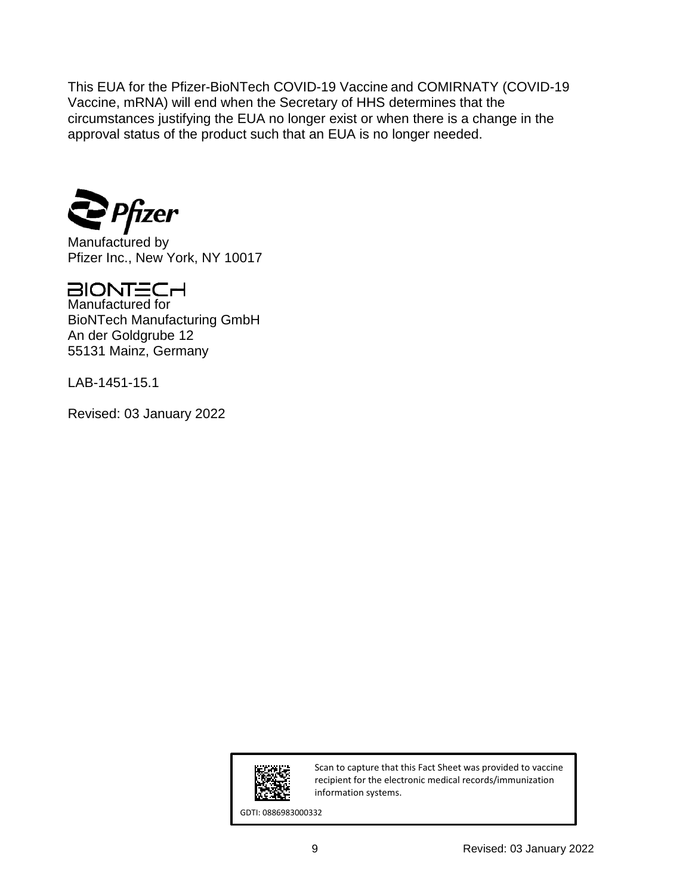This EUA for the Pfizer-BioNTech COVID-19 Vaccine and COMIRNATY (COVID-19 Vaccine, mRNA) will end when the Secretary of HHS determines that the circumstances justifying the EUA no longer exist or when there is a change in the approval status of the product such that an EUA is no longer needed.

Pfizer

Manufactured by
Pfizer Inc., New York, NY 10017

BIONTECH

Manufactured for
BioNTech Manufacturing GmbH
An der Goldgrube 12
55131 Mainz, Germany

LAB-1451-15.1

Revised: 03 January 2022

Scan to capture that this Fact Sheet was provided to vaccine recipient for the electronic medical records/immunization information systems.

GDTI: 0886983000332